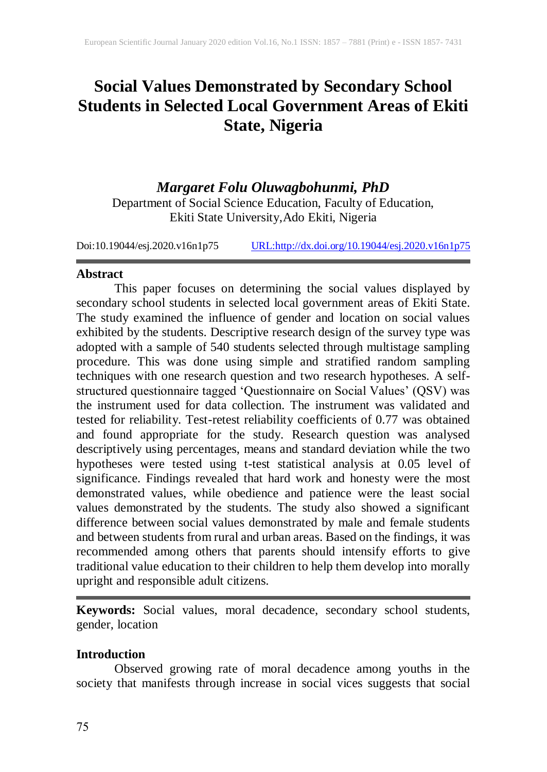# Social Values Demonstrated by Secondary School Students in Selected Local Government Areas of Ekiti State, Nigeria

***Margaret Folu Oluwagbohunmi, PhD***

Department of Social Science Education, Faculty of Education, Ekiti State University,Ado Ekiti, Nigeria

Doi:10.19044/esj.2020.v16n1p75 URL:http://dx.doi.org/10.19044/esj.2020.v16n1p75

## Abstract

This paper focuses on determining the social values displayed by secondary school students in selected local government areas of Ekiti State. The study examined the influence of gender and location on social values exhibited by the students. Descriptive research design of the survey type was adopted with a sample of 540 students selected through multistage sampling procedure. This was done using simple and stratified random sampling techniques with one research question and two research hypotheses. A self-structured questionnaire tagged 'Questionnaire on Social Values' (QSV) was the instrument used for data collection. The instrument was validated and tested for reliability. Test-retest reliability coefficients of 0.77 was obtained and found appropriate for the study. Research question was analysed descriptively using percentages, means and standard deviation while the two hypotheses were tested using t-test statistical analysis at 0.05 level of significance. Findings revealed that hard work and honesty were the most demonstrated values, while obedience and patience were the least social values demonstrated by the students. The study also showed a significant difference between social values demonstrated by male and female students and between students from rural and urban areas. Based on the findings, it was recommended among others that parents should intensify efforts to give traditional value education to their children to help them develop into morally upright and responsible adult citizens.

**Keywords:** Social values, moral decadence, secondary school students, gender, location

## Introduction

Observed growing rate of moral decadence among youths in the society that manifests through increase in social vices suggests that social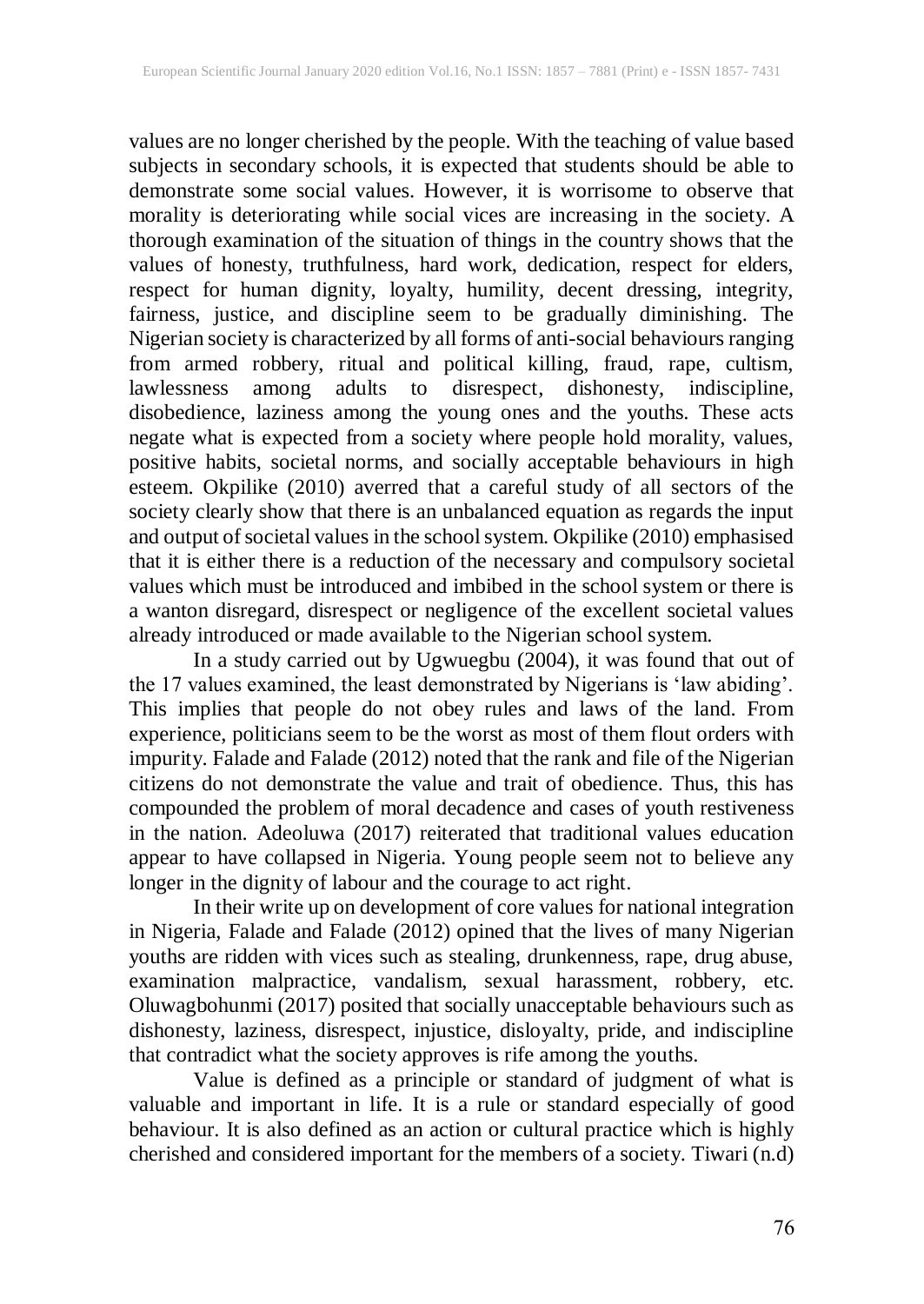values are no longer cherished by the people. With the teaching of value based subjects in secondary schools, it is expected that students should be able to demonstrate some social values. However, it is worrisome to observe that morality is deteriorating while social vices are increasing in the society. A thorough examination of the situation of things in the country shows that the values of honesty, truthfulness, hard work, dedication, respect for elders, respect for human dignity, loyalty, humility, decent dressing, integrity, fairness, justice, and discipline seem to be gradually diminishing. The Nigerian society is characterized by all forms of anti-social behaviours ranging from armed robbery, ritual and political killing, fraud, rape, cultism, lawlessness among adults to disrespect, dishonesty, indiscipline, disobedience, laziness among the young ones and the youths. These acts negate what is expected from a society where people hold morality, values, positive habits, societal norms, and socially acceptable behaviours in high esteem. Okpilike (2010) averred that a careful study of all sectors of the society clearly show that there is an unbalanced equation as regards the input and output of societal values in the school system. Okpilike (2010) emphasised that it is either there is a reduction of the necessary and compulsory societal values which must be introduced and imbibed in the school system or there is a wanton disregard, disrespect or negligence of the excellent societal values already introduced or made available to the Nigerian school system.

In a study carried out by Ugwuegbu (2004), it was found that out of the 17 values examined, the least demonstrated by Nigerians is 'law abiding'. This implies that people do not obey rules and laws of the land. From experience, politicians seem to be the worst as most of them flout orders with impurity. Falade and Falade (2012) noted that the rank and file of the Nigerian citizens do not demonstrate the value and trait of obedience. Thus, this has compounded the problem of moral decadence and cases of youth restiveness in the nation. Adeoluwa (2017) reiterated that traditional values education appear to have collapsed in Nigeria. Young people seem not to believe any longer in the dignity of labour and the courage to act right.

In their write up on development of core values for national integration in Nigeria, Falade and Falade (2012) opined that the lives of many Nigerian youths are ridden with vices such as stealing, drunkenness, rape, drug abuse, examination malpractice, vandalism, sexual harassment, robbery, etc. Oluwagbohunmi (2017) posited that socially unacceptable behaviours such as dishonesty, laziness, disrespect, injustice, disloyalty, pride, and indiscipline that contradict what the society approves is rife among the youths.

Value is defined as a principle or standard of judgment of what is valuable and important in life. It is a rule or standard especially of good behaviour. It is also defined as an action or cultural practice which is highly cherished and considered important for the members of a society. Tiwari (n.d)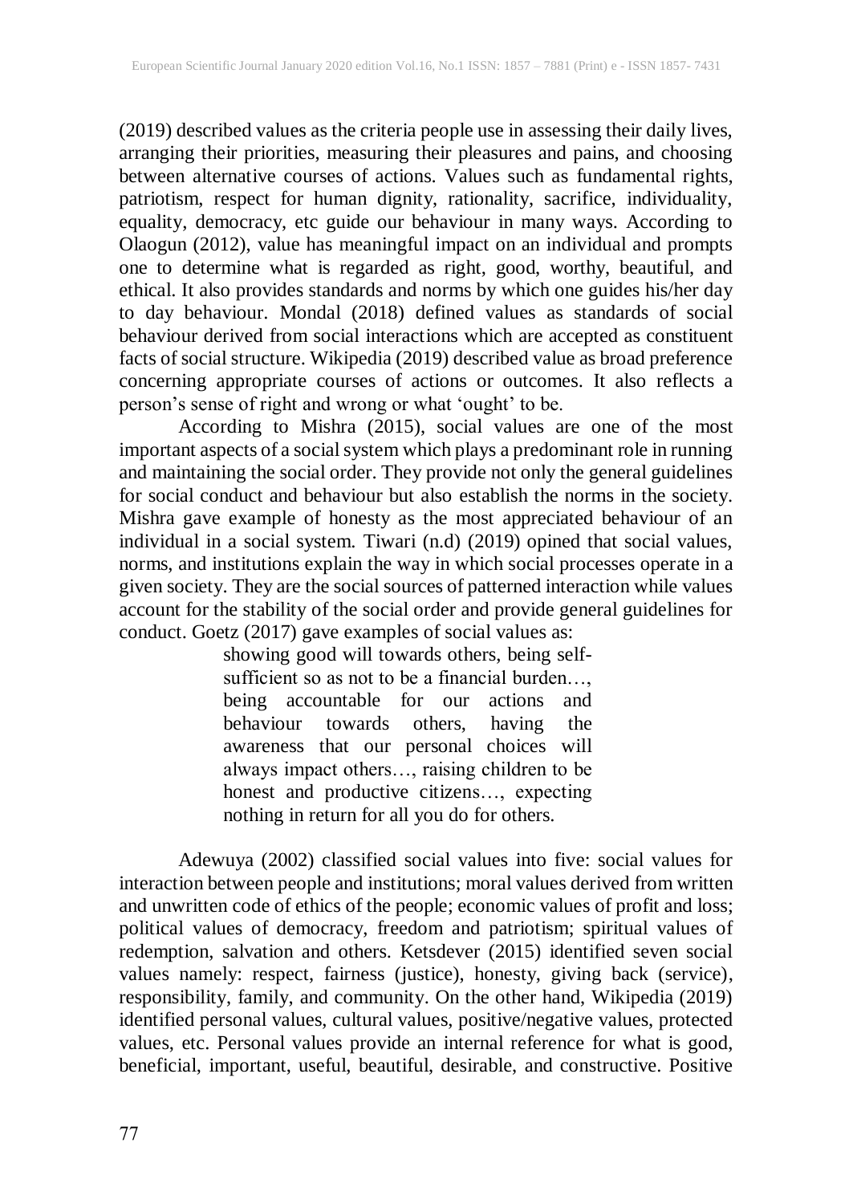(2019) described values as the criteria people use in assessing their daily lives, arranging their priorities, measuring their pleasures and pains, and choosing between alternative courses of actions. Values such as fundamental rights, patriotism, respect for human dignity, rationality, sacrifice, individuality, equality, democracy, etc guide our behaviour in many ways. According to Olaogun (2012), value has meaningful impact on an individual and prompts one to determine what is regarded as right, good, worthy, beautiful, and ethical. It also provides standards and norms by which one guides his/her day to day behaviour. Mondal (2018) defined values as standards of social behaviour derived from social interactions which are accepted as constituent facts of social structure. Wikipedia (2019) described value as broad preference concerning appropriate courses of actions or outcomes. It also reflects a person's sense of right and wrong or what 'ought' to be.

According to Mishra (2015), social values are one of the most important aspects of a social system which plays a predominant role in running and maintaining the social order. They provide not only the general guidelines for social conduct and behaviour but also establish the norms in the society. Mishra gave example of honesty as the most appreciated behaviour of an individual in a social system. Tiwari (n.d) (2019) opined that social values, norms, and institutions explain the way in which social processes operate in a given society. They are the social sources of patterned interaction while values account for the stability of the social order and provide general guidelines for conduct. Goetz (2017) gave examples of social values as:

> showing good will towards others, being self-sufficient so as not to be a financial burden…, being accountable for our actions and behaviour towards others, having the awareness that our personal choices will always impact others…, raising children to be honest and productive citizens…, expecting nothing in return for all you do for others.

Adewuya (2002) classified social values into five: social values for interaction between people and institutions; moral values derived from written and unwritten code of ethics of the people; economic values of profit and loss; political values of democracy, freedom and patriotism; spiritual values of redemption, salvation and others. Ketsdever (2015) identified seven social values namely: respect, fairness (justice), honesty, giving back (service), responsibility, family, and community. On the other hand, Wikipedia (2019) identified personal values, cultural values, positive/negative values, protected values, etc. Personal values provide an internal reference for what is good, beneficial, important, useful, beautiful, desirable, and constructive. Positive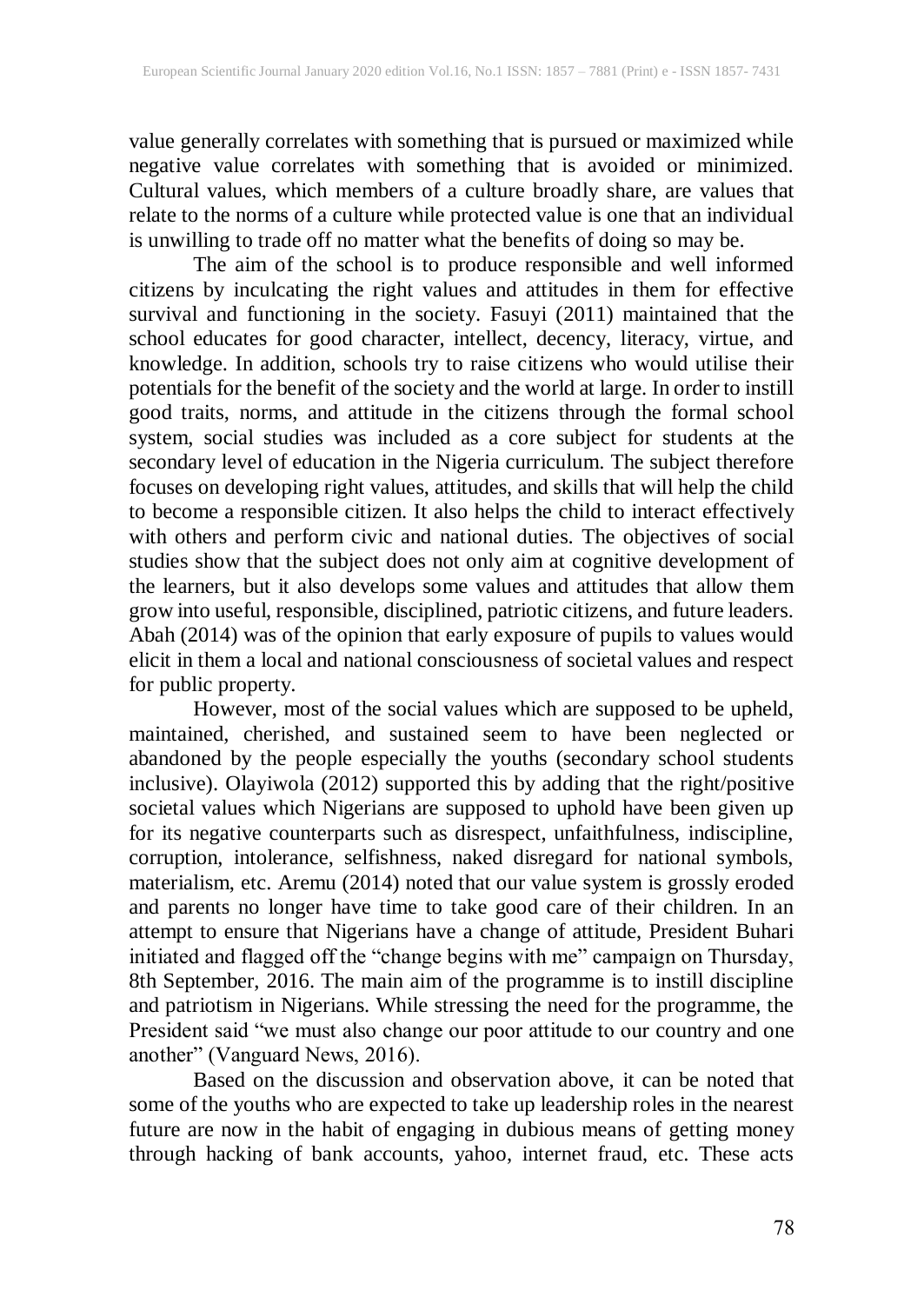value generally correlates with something that is pursued or maximized while negative value correlates with something that is avoided or minimized. Cultural values, which members of a culture broadly share, are values that relate to the norms of a culture while protected value is one that an individual is unwilling to trade off no matter what the benefits of doing so may be.

The aim of the school is to produce responsible and well informed citizens by inculcating the right values and attitudes in them for effective survival and functioning in the society. Fasuyi (2011) maintained that the school educates for good character, intellect, decency, literacy, virtue, and knowledge. In addition, schools try to raise citizens who would utilise their potentials for the benefit of the society and the world at large. In order to instill good traits, norms, and attitude in the citizens through the formal school system, social studies was included as a core subject for students at the secondary level of education in the Nigeria curriculum. The subject therefore focuses on developing right values, attitudes, and skills that will help the child to become a responsible citizen. It also helps the child to interact effectively with others and perform civic and national duties. The objectives of social studies show that the subject does not only aim at cognitive development of the learners, but it also develops some values and attitudes that allow them grow into useful, responsible, disciplined, patriotic citizens, and future leaders. Abah (2014) was of the opinion that early exposure of pupils to values would elicit in them a local and national consciousness of societal values and respect for public property.

However, most of the social values which are supposed to be upheld, maintained, cherished, and sustained seem to have been neglected or abandoned by the people especially the youths (secondary school students inclusive). Olayiwola (2012) supported this by adding that the right/positive societal values which Nigerians are supposed to uphold have been given up for its negative counterparts such as disrespect, unfaithfulness, indiscipline, corruption, intolerance, selfishness, naked disregard for national symbols, materialism, etc. Aremu (2014) noted that our value system is grossly eroded and parents no longer have time to take good care of their children. In an attempt to ensure that Nigerians have a change of attitude, President Buhari initiated and flagged off the "change begins with me" campaign on Thursday, 8th September, 2016. The main aim of the programme is to instill discipline and patriotism in Nigerians. While stressing the need for the programme, the President said "we must also change our poor attitude to our country and one another" (Vanguard News, 2016).

Based on the discussion and observation above, it can be noted that some of the youths who are expected to take up leadership roles in the nearest future are now in the habit of engaging in dubious means of getting money through hacking of bank accounts, yahoo, internet fraud, etc. These acts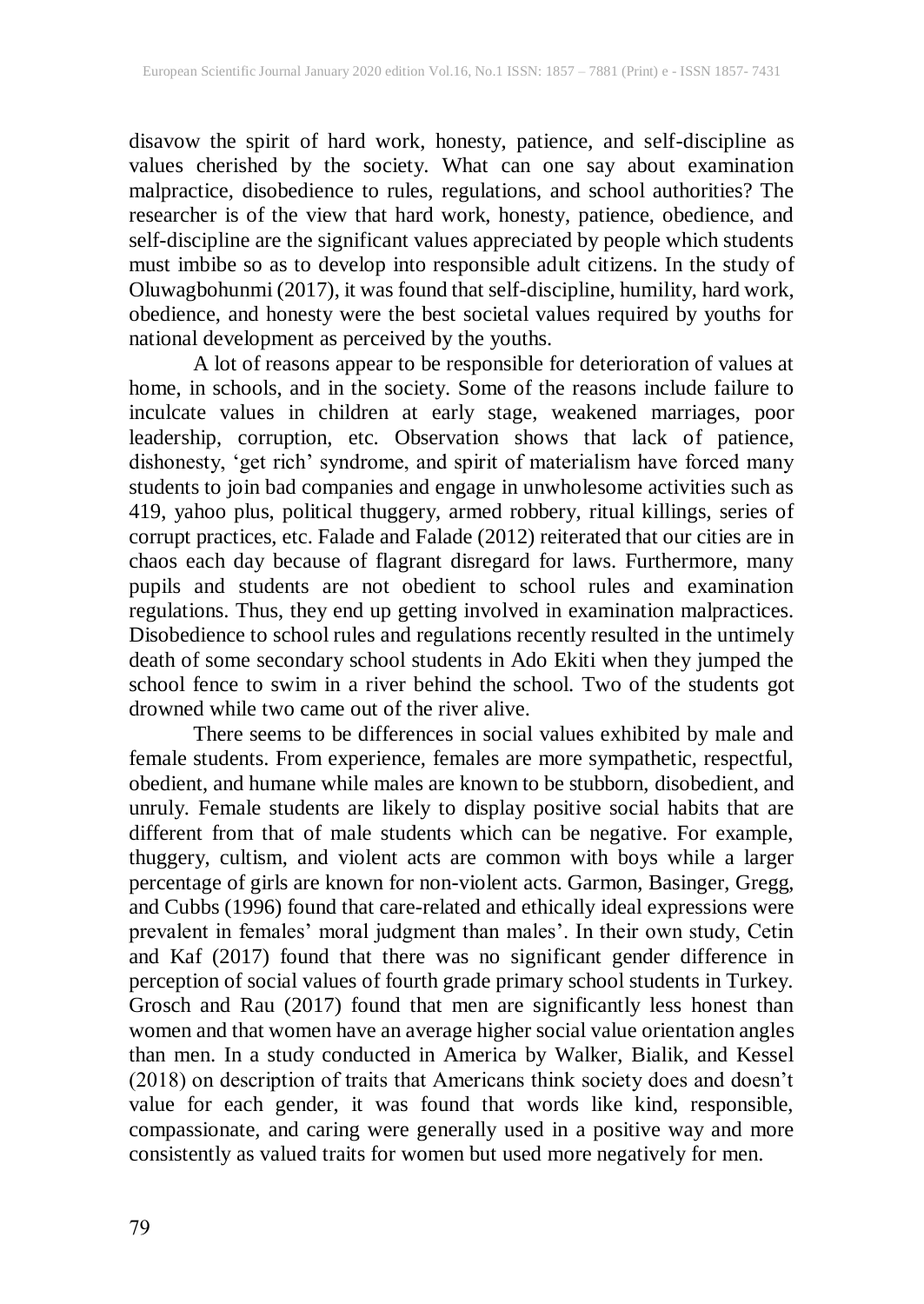disavow the spirit of hard work, honesty, patience, and self-discipline as values cherished by the society. What can one say about examination malpractice, disobedience to rules, regulations, and school authorities? The researcher is of the view that hard work, honesty, patience, obedience, and self-discipline are the significant values appreciated by people which students must imbibe so as to develop into responsible adult citizens. In the study of Oluwagbohunmi (2017), it was found that self-discipline, humility, hard work, obedience, and honesty were the best societal values required by youths for national development as perceived by the youths.

A lot of reasons appear to be responsible for deterioration of values at home, in schools, and in the society. Some of the reasons include failure to inculcate values in children at early stage, weakened marriages, poor leadership, corruption, etc. Observation shows that lack of patience, dishonesty, 'get rich' syndrome, and spirit of materialism have forced many students to join bad companies and engage in unwholesome activities such as 419, yahoo plus, political thuggery, armed robbery, ritual killings, series of corrupt practices, etc. Falade and Falade (2012) reiterated that our cities are in chaos each day because of flagrant disregard for laws. Furthermore, many pupils and students are not obedient to school rules and examination regulations. Thus, they end up getting involved in examination malpractices. Disobedience to school rules and regulations recently resulted in the untimely death of some secondary school students in Ado Ekiti when they jumped the school fence to swim in a river behind the school. Two of the students got drowned while two came out of the river alive.

There seems to be differences in social values exhibited by male and female students. From experience, females are more sympathetic, respectful, obedient, and humane while males are known to be stubborn, disobedient, and unruly. Female students are likely to display positive social habits that are different from that of male students which can be negative. For example, thuggery, cultism, and violent acts are common with boys while a larger percentage of girls are known for non-violent acts. Garmon, Basinger, Gregg, and Cubbs (1996) found that care-related and ethically ideal expressions were prevalent in females' moral judgment than males'. In their own study, Cetin and Kaf (2017) found that there was no significant gender difference in perception of social values of fourth grade primary school students in Turkey. Grosch and Rau (2017) found that men are significantly less honest than women and that women have an average higher social value orientation angles than men. In a study conducted in America by Walker, Bialik, and Kessel (2018) on description of traits that Americans think society does and doesn't value for each gender, it was found that words like kind, responsible, compassionate, and caring were generally used in a positive way and more consistently as valued traits for women but used more negatively for men.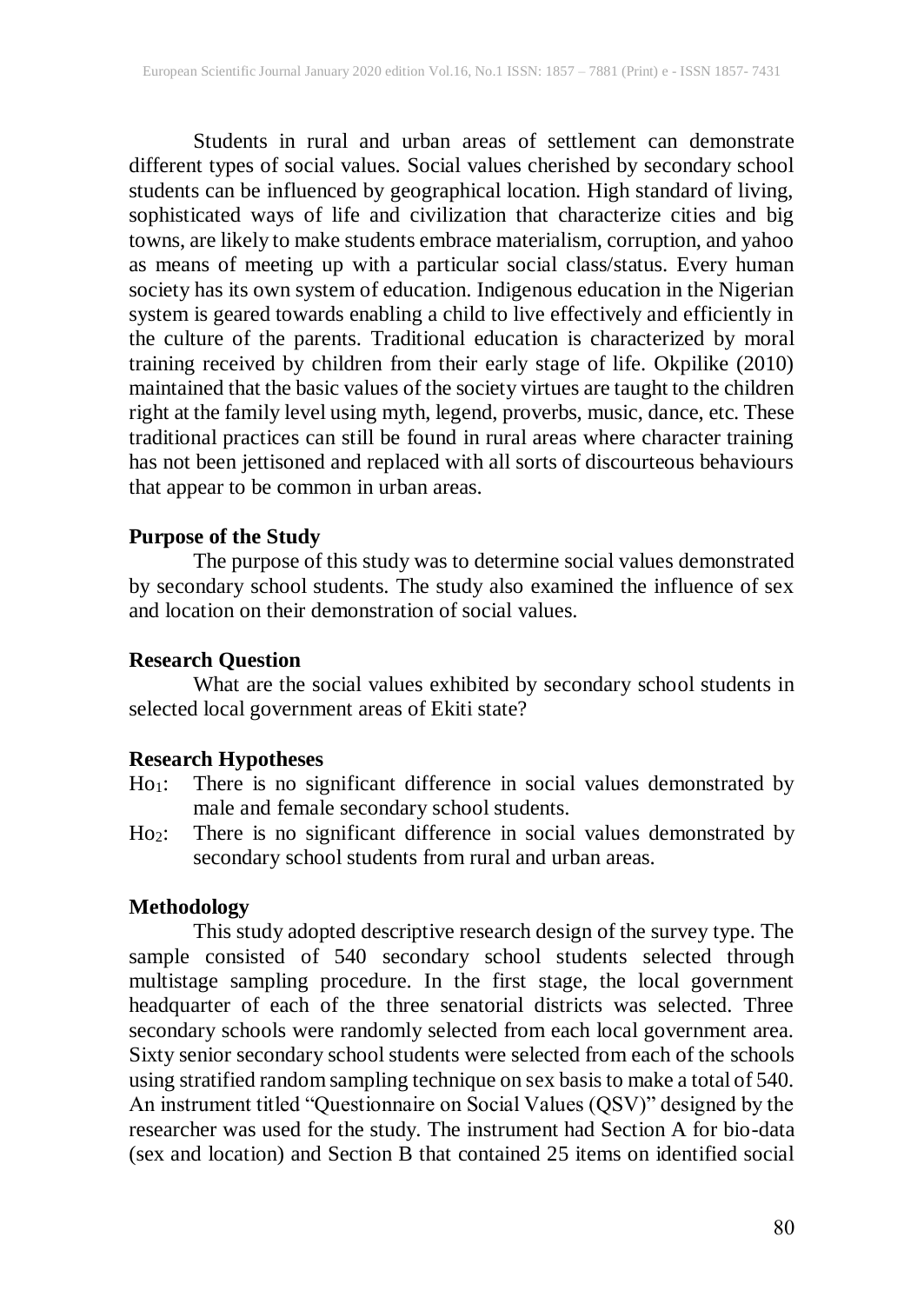Students in rural and urban areas of settlement can demonstrate different types of social values. Social values cherished by secondary school students can be influenced by geographical location. High standard of living, sophisticated ways of life and civilization that characterize cities and big towns, are likely to make students embrace materialism, corruption, and yahoo as means of meeting up with a particular social class/status. Every human society has its own system of education. Indigenous education in the Nigerian system is geared towards enabling a child to live effectively and efficiently in the culture of the parents. Traditional education is characterized by moral training received by children from their early stage of life. Okpilike (2010) maintained that the basic values of the society virtues are taught to the children right at the family level using myth, legend, proverbs, music, dance, etc. These traditional practices can still be found in rural areas where character training has not been jettisoned and replaced with all sorts of discourteous behaviours that appear to be common in urban areas.

## Purpose of the Study

The purpose of this study was to determine social values demonstrated by secondary school students. The study also examined the influence of sex and location on their demonstration of social values.

## Research Question

What are the social values exhibited by secondary school students in selected local government areas of Ekiti state?

## Research Hypotheses

- $Ho_1$: There is no significant difference in social values demonstrated by male and female secondary school students.
- $Ho_2$: There is no significant difference in social values demonstrated by secondary school students from rural and urban areas.

## Methodology

This study adopted descriptive research design of the survey type. The sample consisted of 540 secondary school students selected through multistage sampling procedure. In the first stage, the local government headquarter of each of the three senatorial districts was selected. Three secondary schools were randomly selected from each local government area. Sixty senior secondary school students were selected from each of the schools using stratified random sampling technique on sex basis to make a total of 540. An instrument titled "Questionnaire on Social Values (QSV)" designed by the researcher was used for the study. The instrument had Section A for bio-data (sex and location) and Section B that contained 25 items on identified social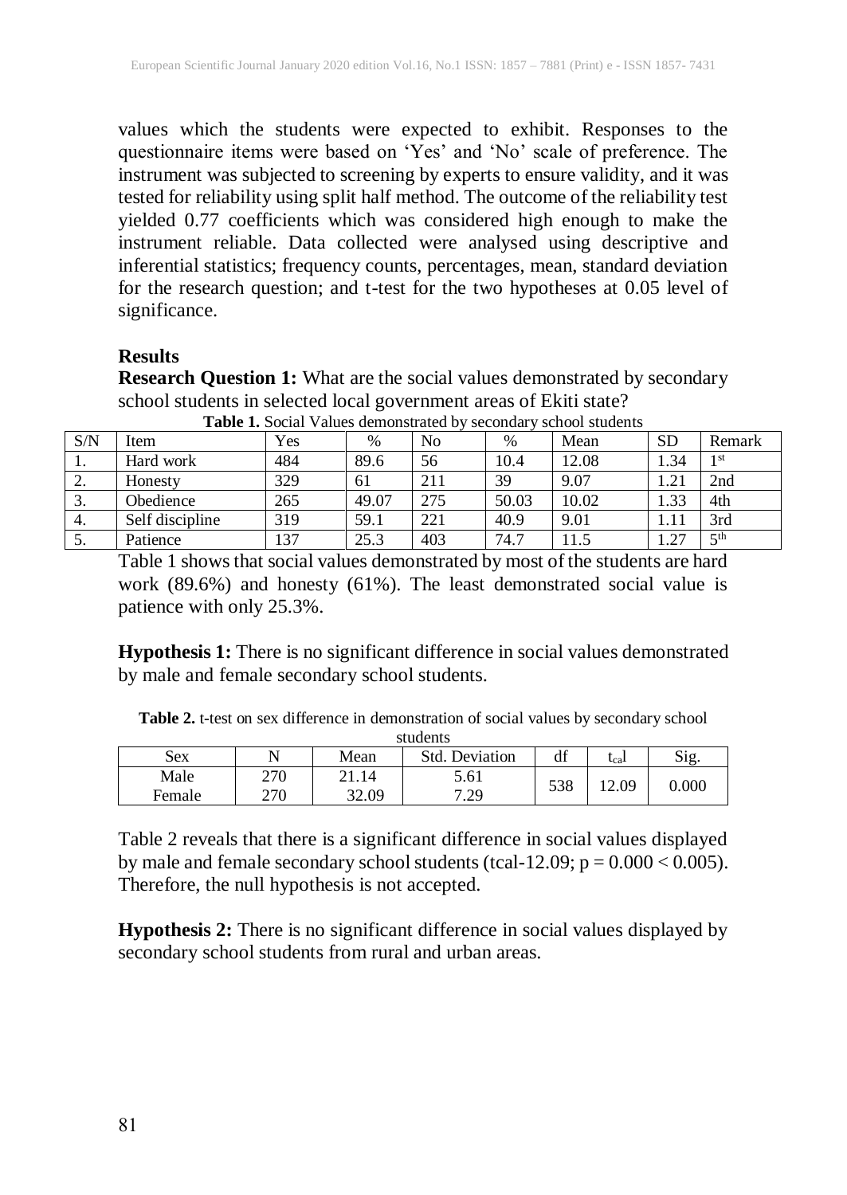values which the students were expected to exhibit. Responses to the questionnaire items were based on 'Yes' and 'No' scale of preference. The instrument was subjected to screening by experts to ensure validity, and it was tested for reliability using split half method. The outcome of the reliability test yielded 0.77 coefficients which was considered high enough to make the instrument reliable. Data collected were analysed using descriptive and inferential statistics; frequency counts, percentages, mean, standard deviation for the research question; and t-test for the two hypotheses at 0.05 level of significance.

## Results

**Research Question 1:** What are the social values demonstrated by secondary school students in selected local government areas of Ekiti state?

**Table 1.** Social Values demonstrated by secondary school students

| S/N | Item | Yes | % | No | % | Mean | SD | Remark |
|---|---|---|---|---|---|---|---|---|
| 1. | Hard work | 484 | 89.6 | 56 | 10.4 | 12.08 | 1.34 | 1st |
| 2. | Honesty | 329 | 61 | 211 | 39 | 9.07 | 1.21 | 2nd |
| 3. | Obedience | 265 | 49.07 | 275 | 50.03 | 10.02 | 1.33 | 4th |
| 4. | Self discipline | 319 | 59.1 | 221 | 40.9 | 9.01 | 1.11 | 3rd |
| 5. | Patience | 137 | 25.3 | 403 | 74.7 | 11.5 | 1.27 | 5th |

Table 1 shows that social values demonstrated by most of the students are hard work (89.6%) and honesty (61%). The least demonstrated social value is patience with only 25.3%.

**Hypothesis 1:** There is no significant difference in social values demonstrated by male and female secondary school students.

**Table 2.** t-test on sex difference in demonstration of social values by secondary school students

| Sex | N | Mean | Std. Deviation | df | $t_{cal}$ | Sig. |
|---|---|---|---|---|---|---|
| Male | 270 | 21.14 | 5.61 | 538 | 12.09 | 0.000 |
| Female | 270 | 32.09 | 7.29 | | | |

Table 2 reveals that there is a significant difference in social values displayed by male and female secondary school students (tcal-12.09; $p = 0.000 < 0.005$). Therefore, the null hypothesis is not accepted.

**Hypothesis 2:** There is no significant difference in social values displayed by secondary school students from rural and urban areas.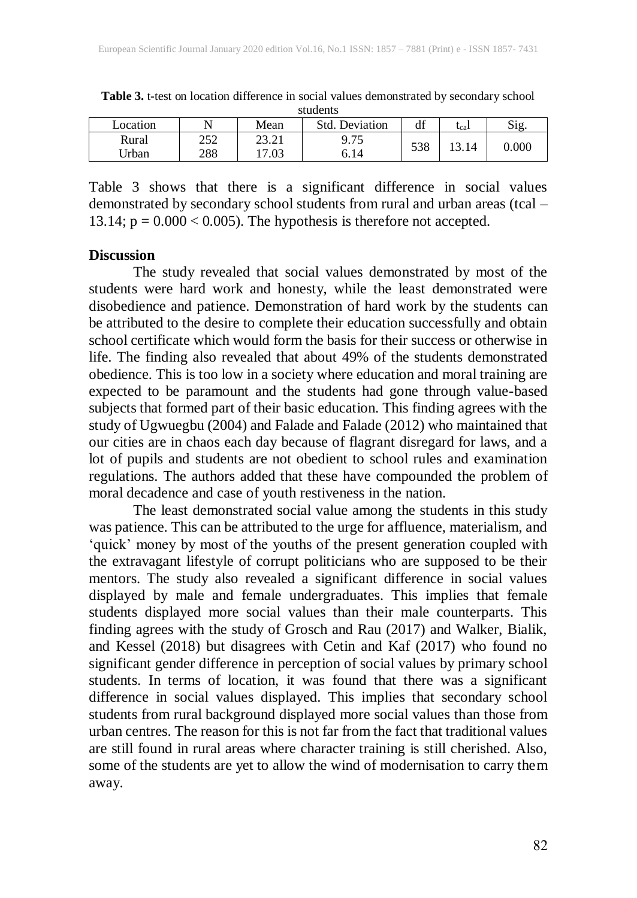**Table 3.** t-test on location difference in social values demonstrated by secondary school students

| Location | N | Mean | Std. Deviation | df | $t_{cal}$ | Sig. |
|---|---|---|---|---|---|---|
| Rural | 252 | 23.21 | 9.75 | 538 | 13.14 | 0.000 |
| Urban | 288 | 17.03 | 6.14 | | | |

Table 3 shows that there is a significant difference in social values demonstrated by secondary school students from rural and urban areas (tcal – 13.14; $p = 0.000 < 0.005$). The hypothesis is therefore not accepted.

## Discussion

The study revealed that social values demonstrated by most of the students were hard work and honesty, while the least demonstrated were disobedience and patience. Demonstration of hard work by the students can be attributed to the desire to complete their education successfully and obtain school certificate which would form the basis for their success or otherwise in life. The finding also revealed that about 49% of the students demonstrated obedience. This is too low in a society where education and moral training are expected to be paramount and the students had gone through value-based subjects that formed part of their basic education. This finding agrees with the study of Ugwuegbu (2004) and Falade and Falade (2012) who maintained that our cities are in chaos each day because of flagrant disregard for laws, and a lot of pupils and students are not obedient to school rules and examination regulations. The authors added that these have compounded the problem of moral decadence and case of youth restiveness in the nation.

The least demonstrated social value among the students in this study was patience. This can be attributed to the urge for affluence, materialism, and 'quick' money by most of the youths of the present generation coupled with the extravagant lifestyle of corrupt politicians who are supposed to be their mentors. The study also revealed a significant difference in social values displayed by male and female undergraduates. This implies that female students displayed more social values than their male counterparts. This finding agrees with the study of Grosch and Rau (2017) and Walker, Bialik, and Kessel (2018) but disagrees with Cetin and Kaf (2017) who found no significant gender difference in perception of social values by primary school students. In terms of location, it was found that there was a significant difference in social values displayed. This implies that secondary school students from rural background displayed more social values than those from urban centres. The reason for this is not far from the fact that traditional values are still found in rural areas where character training is still cherished. Also, some of the students are yet to allow the wind of modernisation to carry them away.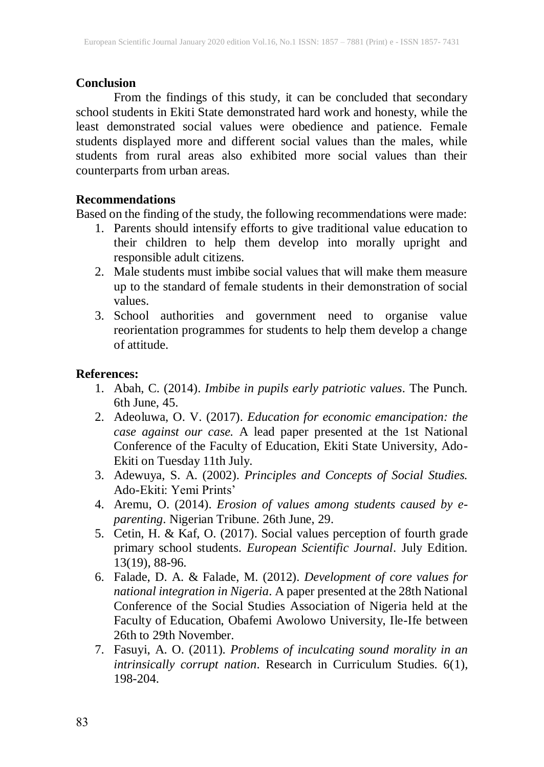## Conclusion

From the findings of this study, it can be concluded that secondary school students in Ekiti State demonstrated hard work and honesty, while the least demonstrated social values were obedience and patience. Female students displayed more and different social values than the males, while students from rural areas also exhibited more social values than their counterparts from urban areas.

## Recommendations

Based on the finding of the study, the following recommendations were made:

1. Parents should intensify efforts to give traditional value education to their children to help them develop into morally upright and responsible adult citizens.
2. Male students must imbibe social values that will make them measure up to the standard of female students in their demonstration of social values.
3. School authorities and government need to organise value reorientation programmes for students to help them develop a change of attitude.

## References:

1. Abah, C. (2014). *Imbibe in pupils early patriotic values*. The Punch. 6th June, 45.
2. Adeoluwa, O. V. (2017). *Education for economic emancipation: the case against our case.* A lead paper presented at the 1st National Conference of the Faculty of Education, Ekiti State University, Ado-Ekiti on Tuesday 11th July.
3. Adewuya, S. A. (2002). *Principles and Concepts of Social Studies.* Ado-Ekiti: Yemi Prints'
4. Aremu, O. (2014). *Erosion of values among students caused by e-parenting*. Nigerian Tribune. 26th June, 29.
5. Cetin, H. & Kaf, O. (2017). Social values perception of fourth grade primary school students. *European Scientific Journal*. July Edition. 13(19), 88-96.
6. Falade, D. A. & Falade, M. (2012). *Development of core values for national integration in Nigeria*. A paper presented at the 28th National Conference of the Social Studies Association of Nigeria held at the Faculty of Education, Obafemi Awolowo University, Ile-Ife between 26th to 29th November.
7. Fasuyi, A. O. (2011). *Problems of inculcating sound morality in an intrinsically corrupt nation*. Research in Curriculum Studies. 6(1), 198-204.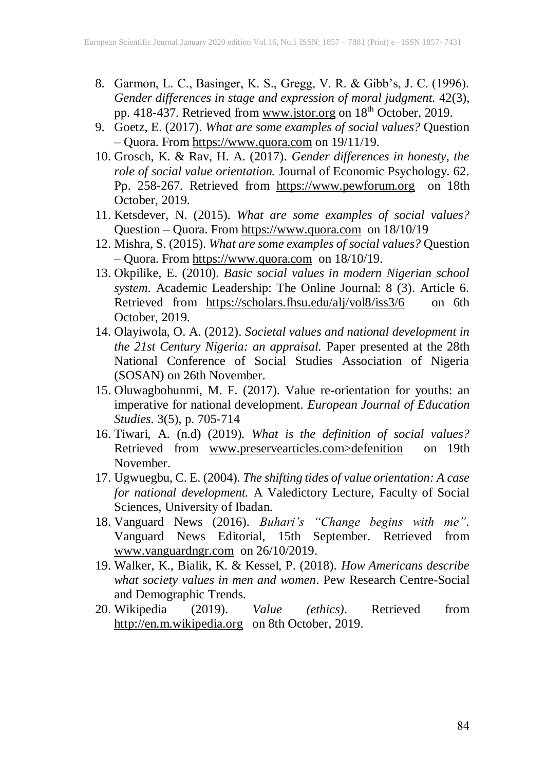8. Garmon, L. C., Basinger, K. S., Gregg, V. R. & Gibb's, J. C. (1996). *Gender differences in stage and expression of moral judgment.* 42(3), pp. 418-437. Retrieved from www.jstor.org on 18th October, 2019.
9. Goetz, E. (2017). *What are some examples of social values?* Question – Quora. From https://www.quora.com on 19/11/19.
10. Grosch, K. & Rav, H. A. (2017). *Gender differences in honesty, the role of social value orientation.* Journal of Economic Psychology. 62. Pp. 258-267. Retrieved from https://www.pewforum.org on 18th October, 2019.
11. Ketsdever, N. (2015). *What are some examples of social values?* Question – Quora. From https://www.quora.com on 18/10/19
12. Mishra, S. (2015). *What are some examples of social values?* Question – Quora. From https://www.quora.com on 18/10/19.
13. Okpilike, E. (2010). *Basic social values in modern Nigerian school system*. Academic Leadership: The Online Journal: 8 (3). Article 6. Retrieved from https://scholars.fhsu.edu/alj/vol8/iss3/6 on 6th October, 2019.
14. Olayiwola, O. A. (2012). *Societal values and national development in the 21st Century Nigeria: an appraisal.* Paper presented at the 28th National Conference of Social Studies Association of Nigeria (SOSAN) on 26th November.
15. Oluwagbohunmi, M. F. (2017). Value re-orientation for youths: an imperative for national development. *European Journal of Education Studies*. 3(5), p. 705-714
16. Tiwari, A. (n.d) (2019). *What is the definition of social values?* Retrieved from www.preservearticles.com>defenition on 19th November.
17. Ugwuegbu, C. E. (2004). *The shifting tides of value orientation: A case for national development.* A Valedictory Lecture, Faculty of Social Sciences, University of Ibadan.
18. Vanguard News (2016). *Buhari's "Change begins with me"*. Vanguard News Editorial, 15th September. Retrieved from www.vanguardngr.com on 26/10/2019.
19. Walker, K., Bialik, K. & Kessel, P. (2018). *How Americans describe what society values in men and women*. Pew Research Centre-Social and Demographic Trends.
20. Wikipedia (2019). *Value (ethics)*. Retrieved from http://en.m.wikipedia.org on 8th October, 2019.